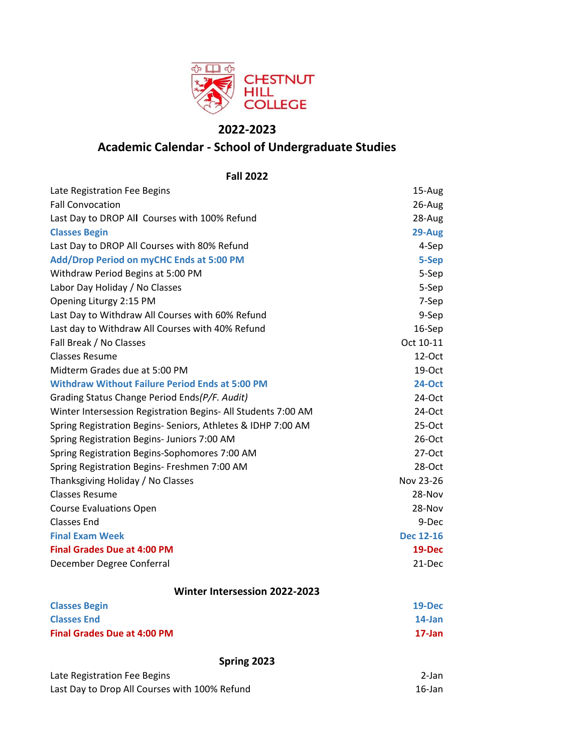# 2022-2023

## Academic Calendar - School of Undergraduate Studies

### Fall 2022

| Event | Date |
|---|---|
| Late Registration Fee Begins | 15-Aug |
| Fall Convocation | 26-Aug |
| Last Day to DROP All Courses with 100% Refund | 28-Aug |
| **Classes Begin** | **29-Aug** |
| Last Day to DROP All Courses with 80% Refund | 4-Sep |
| **Add/Drop Period on myCHC Ends at 5:00 PM** | **5-Sep** |
| Withdraw Period Begins at 5:00 PM | 5-Sep |
| Labor Day Holiday / No Classes | 5-Sep |
| Opening Liturgy 2:15 PM | 7-Sep |
| Last Day to Withdraw All Courses with 60% Refund | 9-Sep |
| Last day to Withdraw All Courses with 40% Refund | 16-Sep |
| Fall Break / No Classes | Oct 10-11 |
| Classes Resume | 12-Oct |
| Midterm Grades due at 5:00 PM | 19-Oct |
| **Withdraw Without Failure Period Ends at 5:00 PM** | **24-Oct** |
| Grading Status Change Period Ends *(P/F. Audit)* | 24-Oct |
| Winter Intersession Registration Begins- All Students 7:00 AM | 24-Oct |
| Spring Registration Begins- Seniors, Athletes & IDHP 7:00 AM | 25-Oct |
| Spring Registration Begins- Juniors 7:00 AM | 26-Oct |
| Spring Registration Begins-Sophomores 7:00 AM | 27-Oct |
| Spring Registration Begins- Freshmen 7:00 AM | 28-Oct |
| Thanksgiving Holiday / No Classes | Nov 23-26 |
| Classes Resume | 28-Nov |
| Course Evaluations Open | 28-Nov |
| Classes End | 9-Dec |
| **Final Exam Week** | **Dec 12-16** |
| **Final Grades Due at 4:00 PM** | **19-Dec** |
| December Degree Conferral | 21-Dec |

### Winter Intersession 2022-2023

| Event | Date |
|---|---|
| **Classes Begin** | **19-Dec** |
| **Classes End** | **14-Jan** |
| **Final Grades Due at 4:00 PM** | **17-Jan** |

### Spring 2023

| Event | Date |
|---|---|
| Late Registration Fee Begins | 2-Jan |
| Last Day to Drop All Courses with 100% Refund | 16-Jan |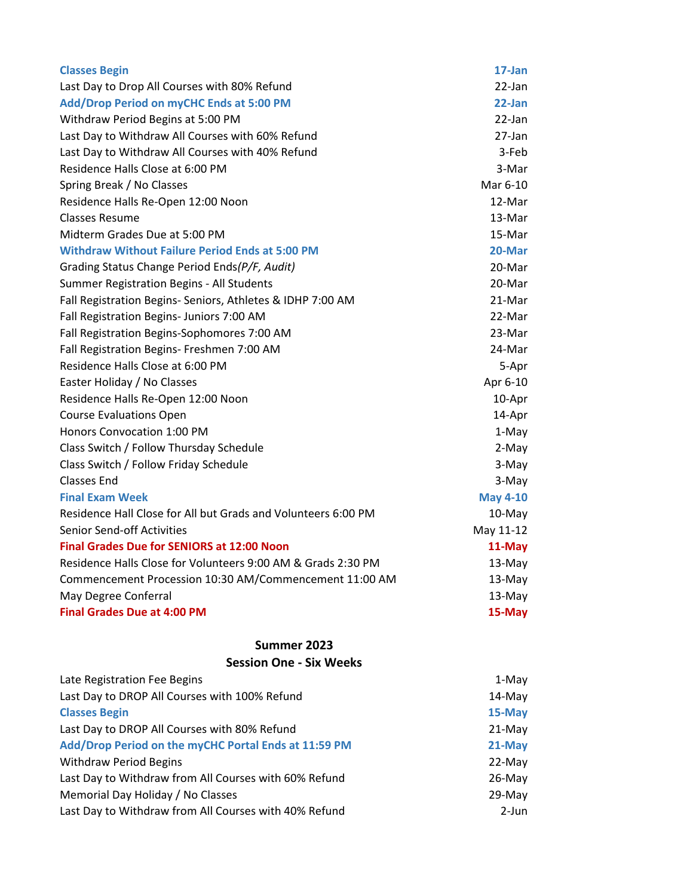| | |
|---|---|
| **Classes Begin** | **17-Jan** |
| Last Day to Drop All Courses with 80% Refund | 22-Jan |
| **Add/Drop Period on myCHC Ends at 5:00 PM** | **22-Jan** |
| Withdraw Period Begins at 5:00 PM | 22-Jan |
| Last Day to Withdraw All Courses with 60% Refund | 27-Jan |
| Last Day to Withdraw All Courses with 40% Refund | 3-Feb |
| Residence Halls Close at 6:00 PM | 3-Mar |
| Spring Break / No Classes | Mar 6-10 |
| Residence Halls Re-Open 12:00 Noon | 12-Mar |
| Classes Resume | 13-Mar |
| Midterm Grades Due at 5:00 PM | 15-Mar |
| **Withdraw Without Failure Period Ends at 5:00 PM** | **20-Mar** |
| Grading Status Change Period Ends *(P/F, Audit)* | 20-Mar |
| Summer Registration Begins - All Students | 20-Mar |
| Fall Registration Begins- Seniors, Athletes & IDHP 7:00 AM | 21-Mar |
| Fall Registration Begins- Juniors 7:00 AM | 22-Mar |
| Fall Registration Begins-Sophomores 7:00 AM | 23-Mar |
| Fall Registration Begins- Freshmen 7:00 AM | 24-Mar |
| Residence Halls Close at 6:00 PM | 5-Apr |
| Easter Holiday / No Classes | Apr 6-10 |
| Residence Halls Re-Open 12:00 Noon | 10-Apr |
| Course Evaluations Open | 14-Apr |
| Honors Convocation 1:00 PM | 1-May |
| Class Switch / Follow Thursday Schedule | 2-May |
| Class Switch / Follow Friday Schedule | 3-May |
| Classes End | 3-May |
| **Final Exam Week** | **May 4-10** |
| Residence Hall Close for All but Grads and Volunteers 6:00 PM | 10-May |
| Senior Send-off Activities | May 11-12 |
| **Final Grades Due for SENIORS at 12:00 Noon** | **11-May** |
| Residence Halls Close for Volunteers 9:00 AM & Grads 2:30 PM | 13-May |
| Commencement Procession 10:30 AM/Commencement 11:00 AM | 13-May |
| May Degree Conferral | 13-May |
| **Final Grades Due at 4:00 PM** | **15-May** |

## Summer 2023

### Session One - Six Weeks

| | |
|---|---|
| Late Registration Fee Begins | 1-May |
| Last Day to DROP All Courses with 100% Refund | 14-May |
| **Classes Begin** | **15-May** |
| Last Day to DROP All Courses with 80% Refund | 21-May |
| **Add/Drop Period on the myCHC Portal Ends at 11:59 PM** | **21-May** |
| Withdraw Period Begins | 22-May |
| Last Day to Withdraw from All Courses with 60% Refund | 26-May |
| Memorial Day Holiday / No Classes | 29-May |
| Last Day to Withdraw from All Courses with 40% Refund | 2-Jun |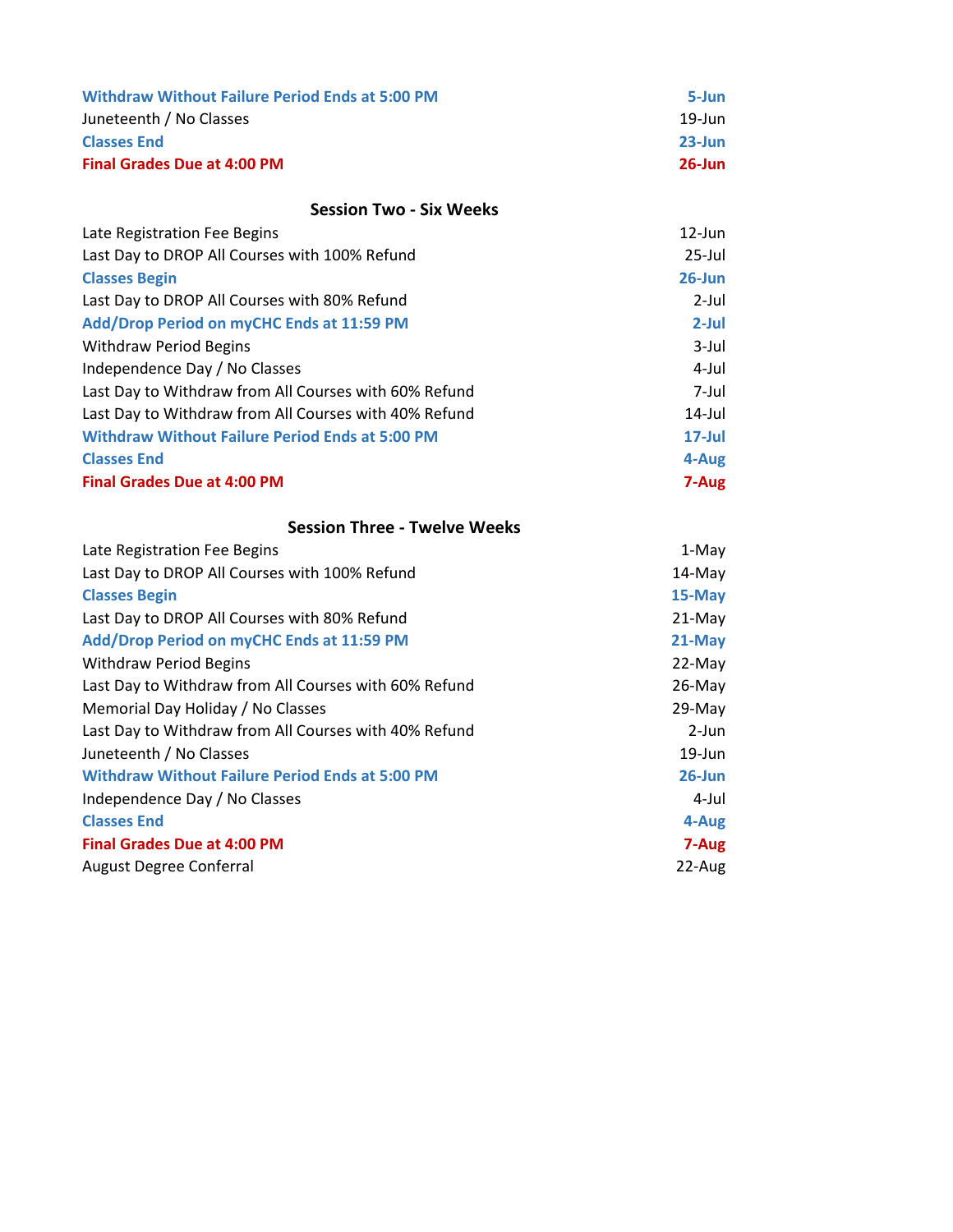| | |
|---|---|
| **Withdraw Without Failure Period Ends at 5:00 PM** | **5-Jun** |
| Juneteenth / No Classes | 19-Jun |
| **Classes End** | **23-Jun** |
| **Final Grades Due at 4:00 PM** | **26-Jun** |

### Session Two - Six Weeks

| | |
|---|---|
| Late Registration Fee Begins | 12-Jun |
| Last Day to DROP All Courses with 100% Refund | 25-Jul |
| **Classes Begin** | **26-Jun** |
| Last Day to DROP All Courses with 80% Refund | 2-Jul |
| **Add/Drop Period on myCHC Ends at 11:59 PM** | **2-Jul** |
| Withdraw Period Begins | 3-Jul |
| Independence Day / No Classes | 4-Jul |
| Last Day to Withdraw from All Courses with 60% Refund | 7-Jul |
| Last Day to Withdraw from All Courses with 40% Refund | 14-Jul |
| **Withdraw Without Failure Period Ends at 5:00 PM** | **17-Jul** |
| **Classes End** | **4-Aug** |
| **Final Grades Due at 4:00 PM** | **7-Aug** |

### Session Three - Twelve Weeks

| | |
|---|---|
| Late Registration Fee Begins | 1-May |
| Last Day to DROP All Courses with 100% Refund | 14-May |
| **Classes Begin** | **15-May** |
| Last Day to DROP All Courses with 80% Refund | 21-May |
| **Add/Drop Period on myCHC Ends at 11:59 PM** | **21-May** |
| Withdraw Period Begins | 22-May |
| Last Day to Withdraw from All Courses with 60% Refund | 26-May |
| Memorial Day Holiday / No Classes | 29-May |
| Last Day to Withdraw from All Courses with 40% Refund | 2-Jun |
| Juneteenth / No Classes | 19-Jun |
| **Withdraw Without Failure Period Ends at 5:00 PM** | **26-Jun** |
| Independence Day / No Classes | 4-Jul |
| **Classes End** | **4-Aug** |
| **Final Grades Due at 4:00 PM** | **7-Aug** |
| August Degree Conferral | 22-Aug |